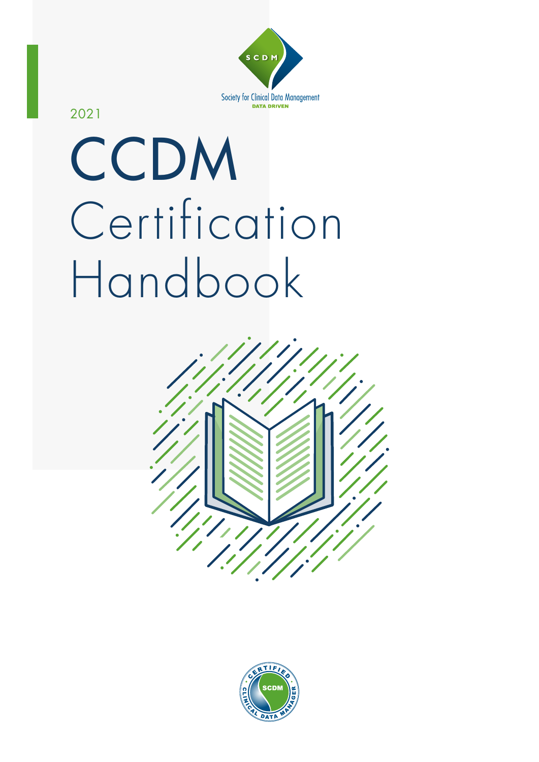Society for Clinical Data Management

DATA DRIVEN

2021

# CCDM Certification Handbook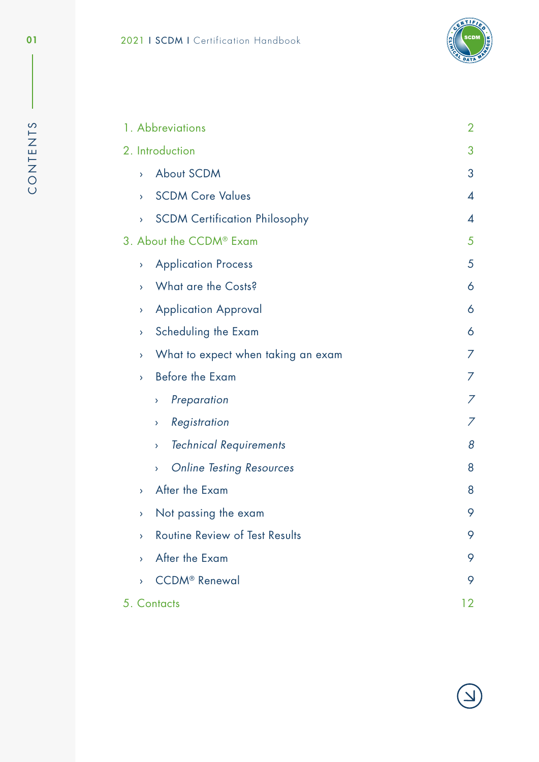# CONTENTS

1. Abbreviations 2
2. Introduction 3
   - About SCDM 3
   - SCDM Core Values 4
   - SCDM Certification Philosophy 4
3. About the CCDM® Exam 5
   - Application Process 5
   - What are the Costs? 6
   - Application Approval 6
   - Scheduling the Exam 6
   - What to expect when taking an exam 7
   - Before the Exam 7
     - *Preparation* 7
     - *Registration* 7
     - *Technical Requirements* 8
     - *Online Testing Resources* 8
   - After the Exam 8
   - Not passing the exam 9
   - Routine Review of Test Results 9
   - After the Exam 9
   - CCDM® Renewal 9
5. Contacts 12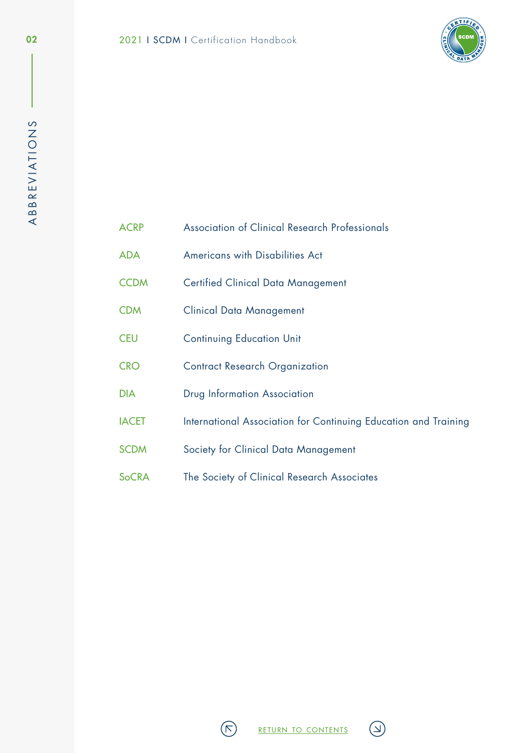# ABBREVIATIONS

| | |
|---|---|
| ACRP | Association of Clinical Research Professionals |
| ADA | Americans with Disabilities Act |
| CCDM | Certified Clinical Data Management |
| CDM | Clinical Data Management |
| CEU | Continuing Education Unit |
| CRO | Contract Research Organization |
| DIA | Drug Information Association |
| IACET | International Association for Continuing Education and Training |
| SCDM | Society for Clinical Data Management |
| SoCRA | The Society of Clinical Research Associates |

RETURN TO CONTENTS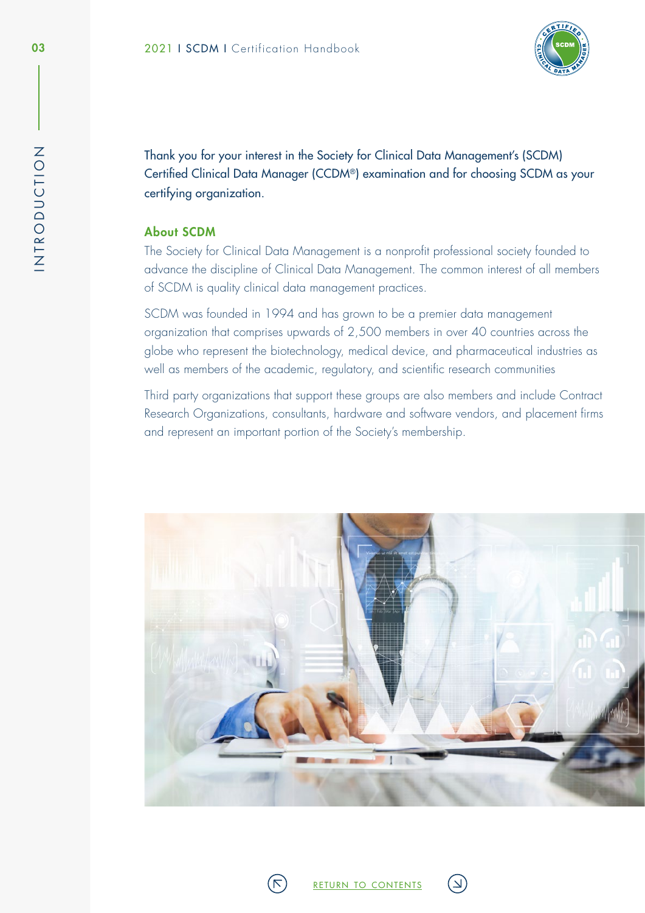Thank you for your interest in the Society for Clinical Data Management's (SCDM) Certified Clinical Data Manager (CCDM®) examination and for choosing SCDM as your certifying organization.

## About SCDM

The Society for Clinical Data Management is a nonprofit professional society founded to advance the discipline of Clinical Data Management. The common interest of all members of SCDM is quality clinical data management practices.

SCDM was founded in 1994 and has grown to be a premier data management organization that comprises upwards of 2,500 members in over 40 countries across the globe who represent the biotechnology, medical device, and pharmaceutical industries as well as members of the academic, regulatory, and scientific research communities

Third party organizations that support these groups are also members and include Contract Research Organizations, consultants, hardware and software vendors, and placement firms and represent an important portion of the Society's membership.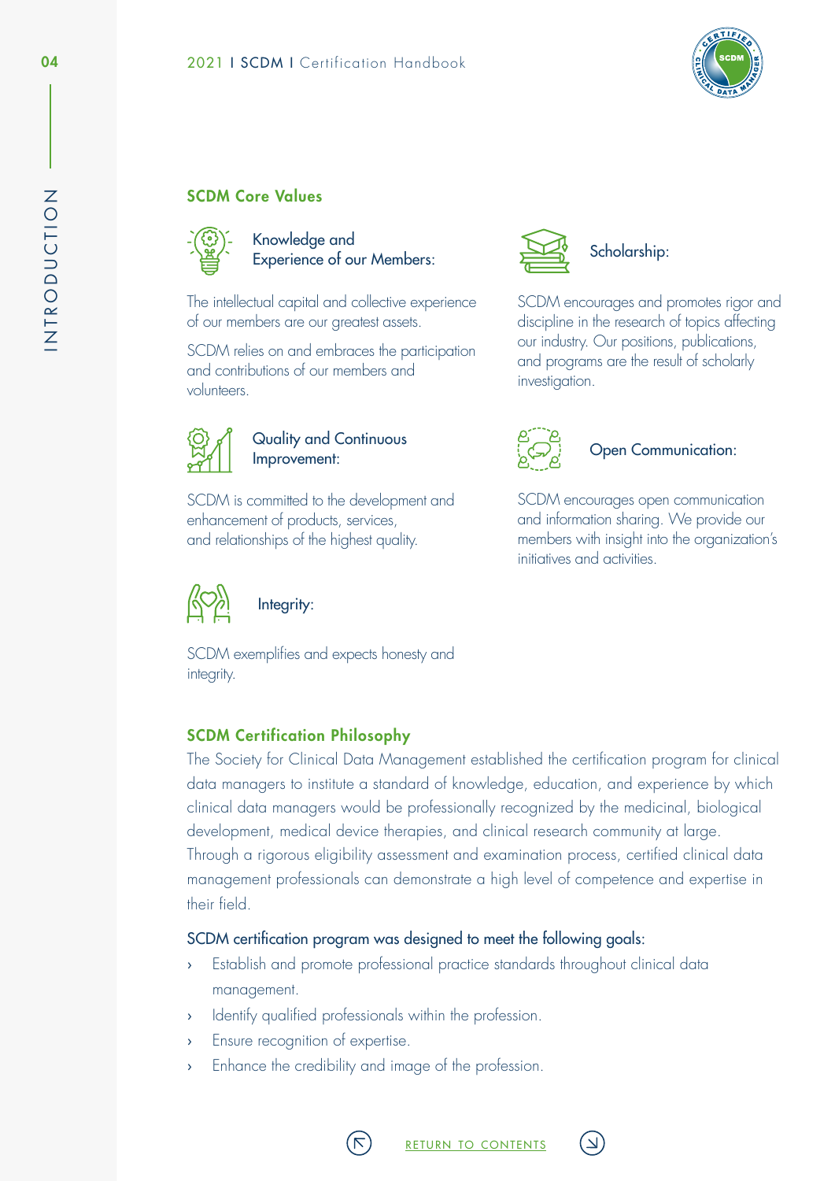## SCDM Core Values

### Knowledge and Experience of our Members:

The intellectual capital and collective experience of our members are our greatest assets.

SCDM relies on and embraces the participation and contributions of our members and volunteers.

### Quality and Continuous Improvement:

SCDM is committed to the development and enhancement of products, services, and relationships of the highest quality.

### Integrity:

SCDM exemplifies and expects honesty and integrity.

### Scholarship:

SCDM encourages and promotes rigor and discipline in the research of topics affecting our industry. Our positions, publications, and programs are the result of scholarly investigation.

### Open Communication:

SCDM encourages open communication and information sharing. We provide our members with insight into the organization's initiatives and activities.

## SCDM Certification Philosophy

The Society for Clinical Data Management established the certification program for clinical data managers to institute a standard of knowledge, education, and experience by which clinical data managers would be professionally recognized by the medicinal, biological development, medical device therapies, and clinical research community at large. Through a rigorous eligibility assessment and examination process, certified clinical data management professionals can demonstrate a high level of competence and expertise in their field.

SCDM certification program was designed to meet the following goals:

- Establish and promote professional practice standards throughout clinical data management.
- Identify qualified professionals within the profession.
- Ensure recognition of expertise.
- Enhance the credibility and image of the profession.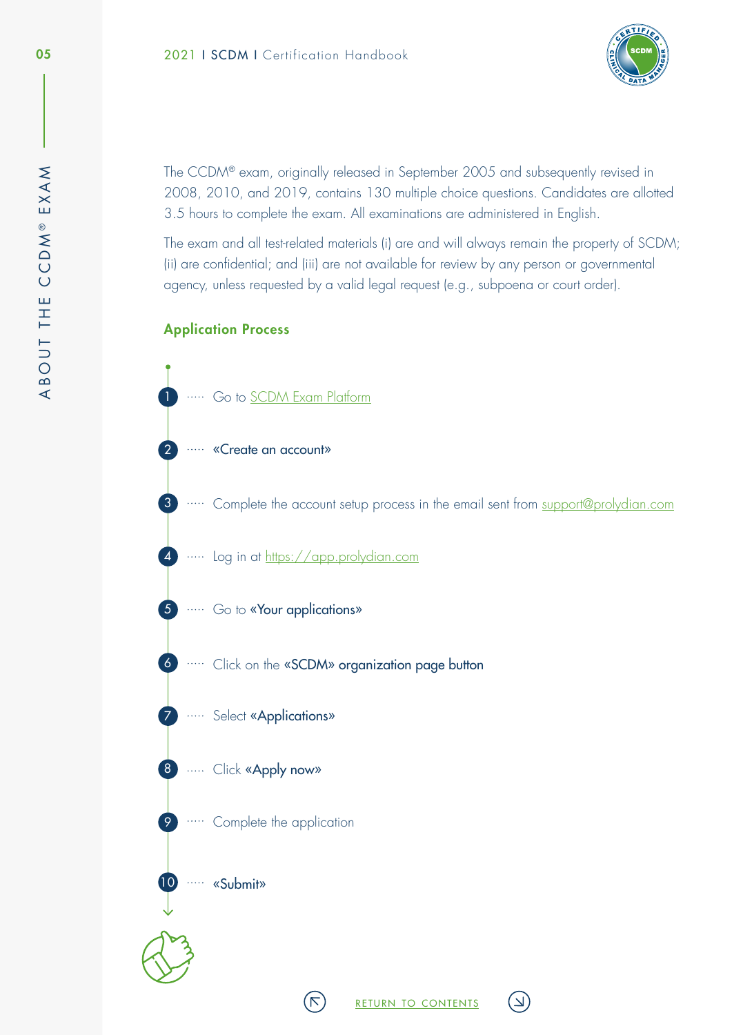The CCDM® exam, originally released in September 2005 and subsequently revised in 2008, 2010, and 2019, contains 130 multiple choice questions. Candidates are allotted 3.5 hours to complete the exam. All examinations are administered in English.

The exam and all test-related materials (i) are and will always remain the property of SCDM; (ii) are confidential; and (iii) are not available for review by any person or governmental agency, unless requested by a valid legal request (e.g., subpoena or court order).

## Application Process

1. Go to SCDM Exam Platform
2. «Create an account»
3. Complete the account setup process in the email sent from support@prolydian.com
4. Log in at https://app.prolydian.com
5. Go to «Your applications»
6. Click on the «SCDM» organization page button
7. Select «Applications»
8. Click «Apply now»
9. Complete the application
10. «Submit»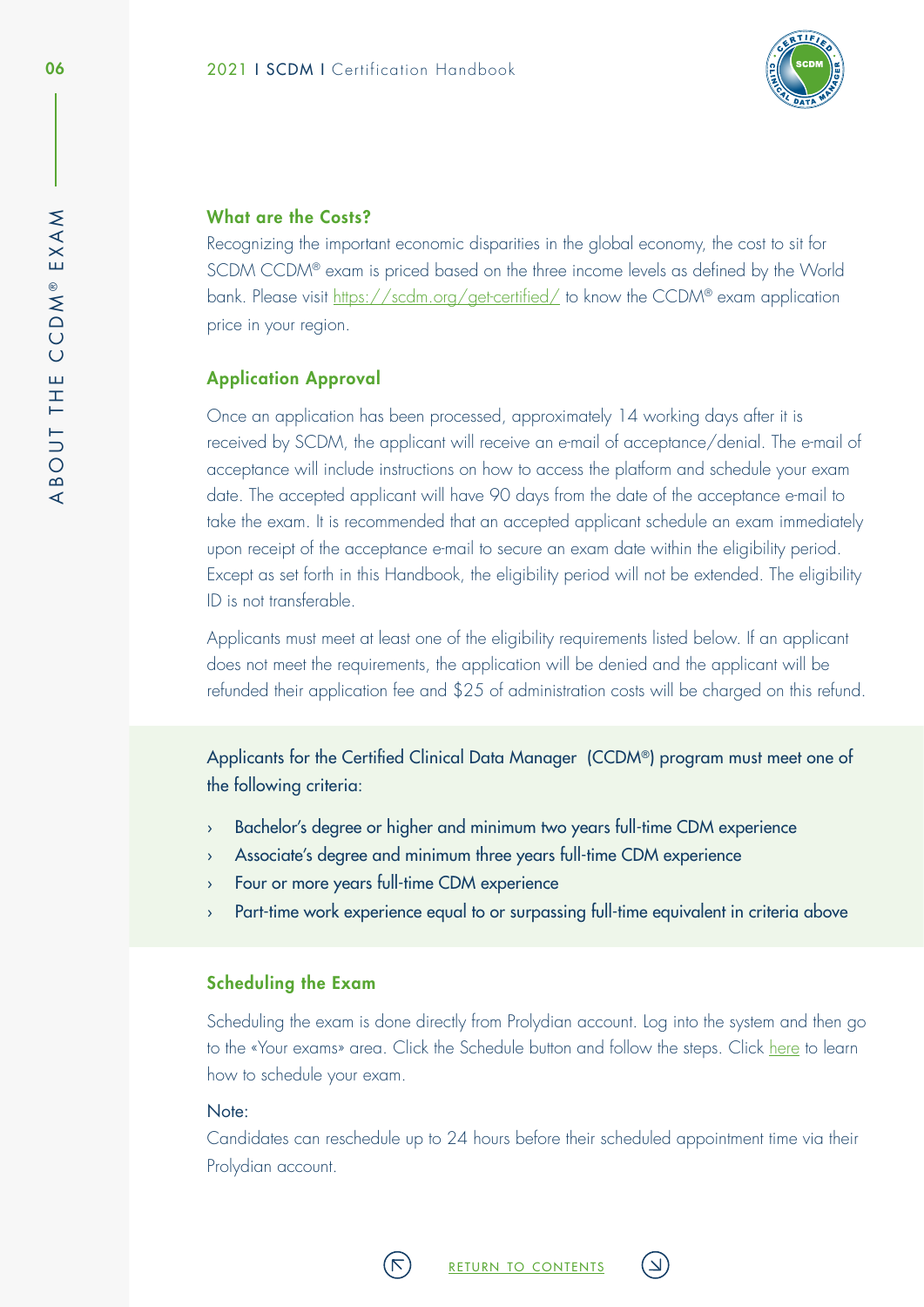### What are the Costs?

Recognizing the important economic disparities in the global economy, the cost to sit for SCDM CCDM® exam is priced based on the three income levels as defined by the World bank. Please visit https://scdm.org/get-certified/ to know the CCDM® exam application price in your region.

### Application Approval

Once an application has been processed, approximately 14 working days after it is received by SCDM, the applicant will receive an e-mail of acceptance/denial. The e-mail of acceptance will include instructions on how to access the platform and schedule your exam date. The accepted applicant will have 90 days from the date of the acceptance e-mail to take the exam. It is recommended that an accepted applicant schedule an exam immediately upon receipt of the acceptance e-mail to secure an exam date within the eligibility period. Except as set forth in this Handbook, the eligibility period will not be extended. The eligibility ID is not transferable.

Applicants must meet at least one of the eligibility requirements listed below. If an applicant does not meet the requirements, the application will be denied and the applicant will be refunded their application fee and $25 of administration costs will be charged on this refund.

Applicants for the Certified Clinical Data Manager (CCDM®) program must meet one of the following criteria:

- Bachelor's degree or higher and minimum two years full-time CDM experience
- Associate's degree and minimum three years full-time CDM experience
- Four or more years full-time CDM experience
- Part-time work experience equal to or surpassing full-time equivalent in criteria above

### Scheduling the Exam

Scheduling the exam is done directly from Prolydian account. Log into the system and then go to the «Your exams» area. Click the Schedule button and follow the steps. Click here to learn how to schedule your exam.

Note:

Candidates can reschedule up to 24 hours before their scheduled appointment time via their Prolydian account.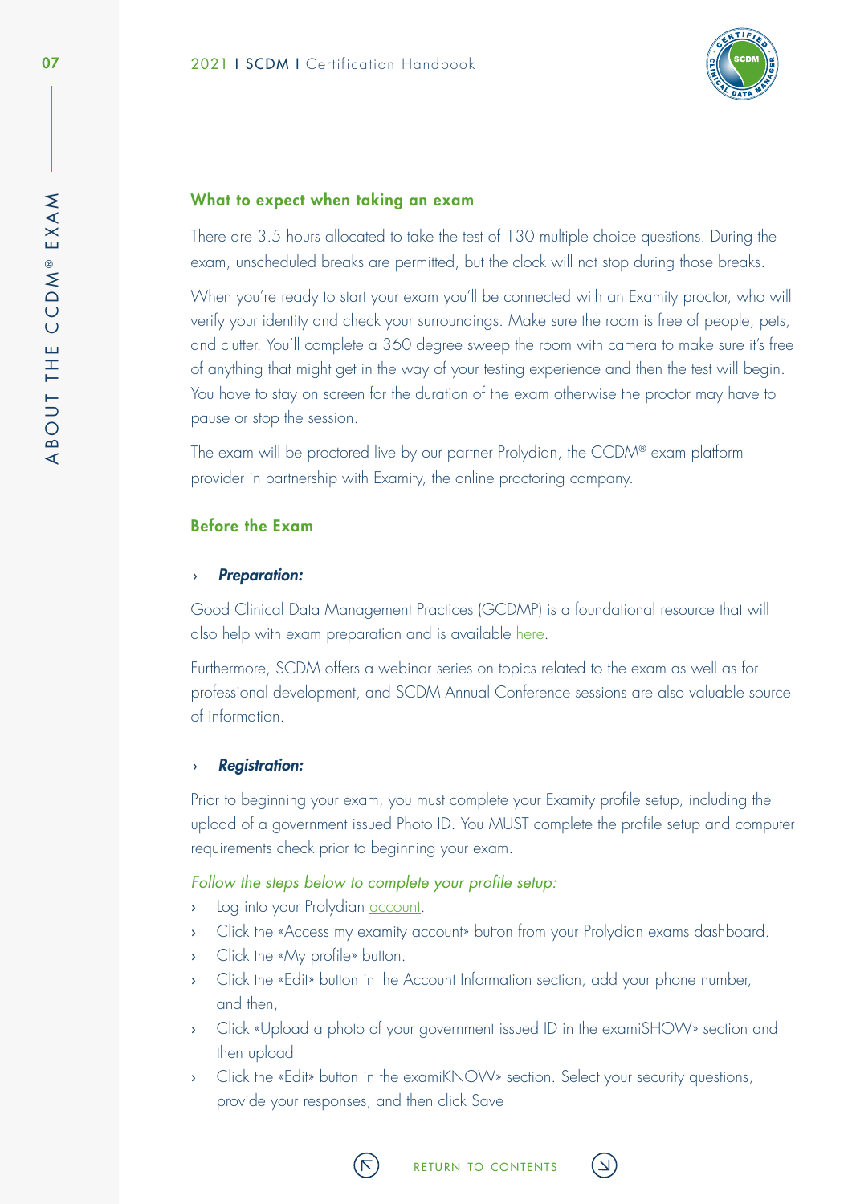## What to expect when taking an exam

There are 3.5 hours allocated to take the test of 130 multiple choice questions. During the exam, unscheduled breaks are permitted, but the clock will not stop during those breaks.

When you're ready to start your exam you'll be connected with an Examity proctor, who will verify your identity and check your surroundings. Make sure the room is free of people, pets, and clutter. You'll complete a 360 degree sweep the room with camera to make sure it's free of anything that might get in the way of your testing experience and then the test will begin. You have to stay on screen for the duration of the exam otherwise the proctor may have to pause or stop the session.

The exam will be proctored live by our partner Prolydian, the CCDM® exam platform provider in partnership with Examity, the online proctoring company.

## Before the Exam

### › *Preparation:*

Good Clinical Data Management Practices (GCDMP) is a foundational resource that will also help with exam preparation and is available here.

Furthermore, SCDM offers a webinar series on topics related to the exam as well as for professional development, and SCDM Annual Conference sessions are also valuable source of information.

### › *Registration:*

Prior to beginning your exam, you must complete your Examity profile setup, including the upload of a government issued Photo ID. You MUST complete the profile setup and computer requirements check prior to beginning your exam.

*Follow the steps below to complete your profile setup:*

- Log into your Prolydian account.
- Click the «Access my examity account» button from your Prolydian exams dashboard.
- Click the «My profile» button.
- Click the «Edit» button in the Account Information section, add your phone number, and then,
- Click «Upload a photo of your government issued ID in the examiSHOW» section and then upload
- Click the «Edit» button in the examiKNOW» section. Select your security questions, provide your responses, and then click Save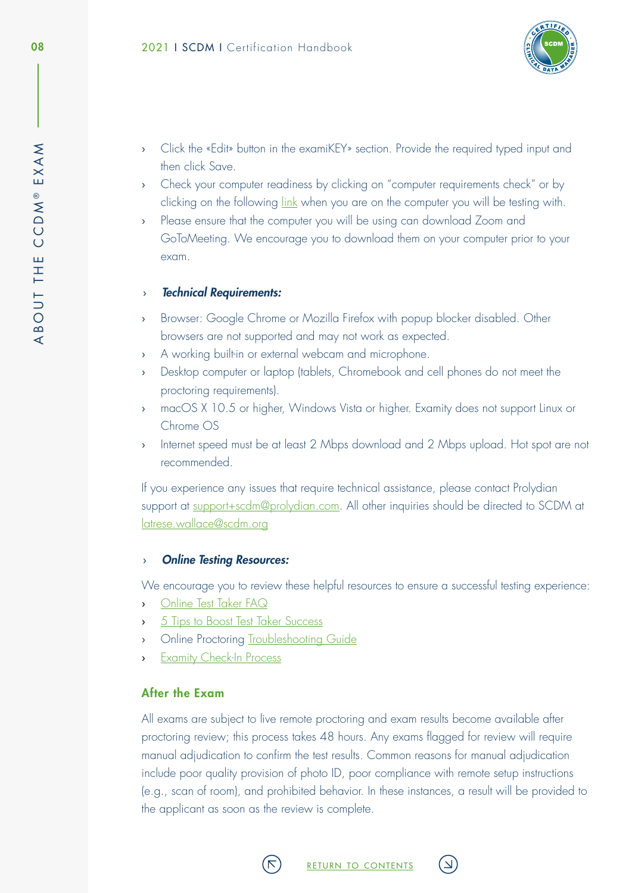- Click the «Edit» button in the examiKEY» section. Provide the required typed input and then click Save.
- Check your computer readiness by clicking on "computer requirements check" or by clicking on the following link when you are on the computer you will be testing with.
- Please ensure that the computer you will be using can download Zoom and GoToMeeting. We encourage you to download them on your computer prior to your exam.

- ***Technical Requirements:***

- Browser: Google Chrome or Mozilla Firefox with popup blocker disabled. Other browsers are not supported and may not work as expected.
- A working built-in or external webcam and microphone.
- Desktop computer or laptop (tablets, Chromebook and cell phones do not meet the proctoring requirements).
- macOS X 10.5 or higher, Windows Vista or higher. Examity does not support Linux or Chrome OS
- Internet speed must be at least 2 Mbps download and 2 Mbps upload. Hot spot are not recommended.

If you experience any issues that require technical assistance, please contact Prolydian support at support+scdm@prolydian.com. All other inquiries should be directed to SCDM at latrese.wallace@scdm.org

- ***Online Testing Resources:***

We encourage you to review these helpful resources to ensure a successful testing experience:

- Online Test Taker FAQ
- 5 Tips to Boost Test Taker Success
- Online Proctoring Troubleshooting Guide
- Examity Check-In Process

## After the Exam

All exams are subject to live remote proctoring and exam results become available after proctoring review; this process takes 48 hours. Any exams flagged for review will require manual adjudication to confirm the test results. Common reasons for manual adjudication include poor quality provision of photo ID, poor compliance with remote setup instructions (e.g., scan of room), and prohibited behavior. In these instances, a result will be provided to the applicant as soon as the review is complete.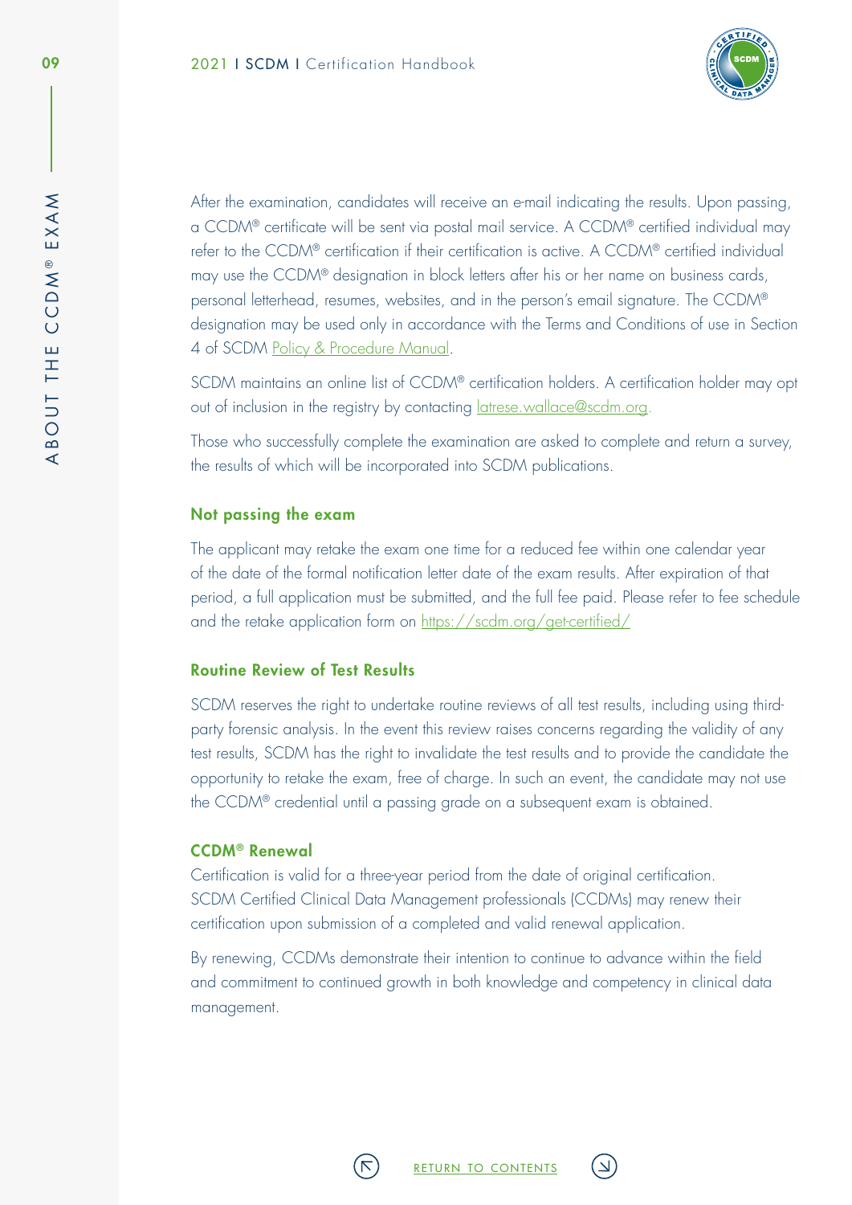After the examination, candidates will receive an e-mail indicating the results. Upon passing, a CCDM® certificate will be sent via postal mail service. A CCDM® certified individual may refer to the CCDM® certification if their certification is active. A CCDM® certified individual may use the CCDM® designation in block letters after his or her name on business cards, personal letterhead, resumes, websites, and in the person's email signature. The CCDM® designation may be used only in accordance with the Terms and Conditions of use in Section 4 of SCDM Policy & Procedure Manual.

SCDM maintains an online list of CCDM® certification holders. A certification holder may opt out of inclusion in the registry by contacting latrese.wallace@scdm.org.

Those who successfully complete the examination are asked to complete and return a survey, the results of which will be incorporated into SCDM publications.

### Not passing the exam

The applicant may retake the exam one time for a reduced fee within one calendar year of the date of the formal notification letter date of the exam results. After expiration of that period, a full application must be submitted, and the full fee paid. Please refer to fee schedule and the retake application form on https://scdm.org/get-certified/

### Routine Review of Test Results

SCDM reserves the right to undertake routine reviews of all test results, including using third-party forensic analysis. In the event this review raises concerns regarding the validity of any test results, SCDM has the right to invalidate the test results and to provide the candidate the opportunity to retake the exam, free of charge. In such an event, the candidate may not use the CCDM® credential until a passing grade on a subsequent exam is obtained.

### CCDM® Renewal

Certification is valid for a three-year period from the date of original certification. SCDM Certified Clinical Data Management professionals (CCDMs) may renew their certification upon submission of a completed and valid renewal application.

By renewing, CCDMs demonstrate their intention to continue to advance within the field and commitment to continued growth in both knowledge and competency in clinical data management.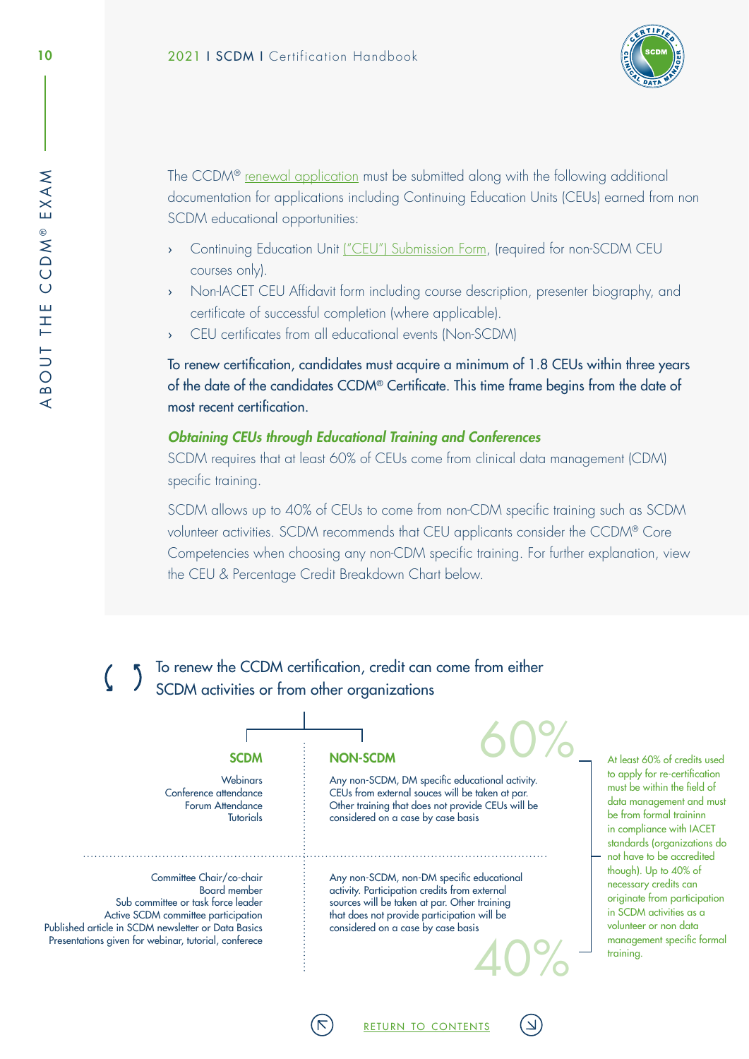The CCDM® renewal application must be submitted along with the following additional documentation for applications including Continuing Education Units (CEUs) earned from non SCDM educational opportunities:

- Continuing Education Unit ("CEU") Submission Form, (required for non-SCDM CEU courses only).
- Non-IACET CEU Affidavit form including course description, presenter biography, and certificate of successful completion (where applicable).
- CEU certificates from all educational events (Non-SCDM)

**To renew certification, candidates must acquire a minimum of 1.8 CEUs within three years of the date of the candidates CCDM® Certificate. This time frame begins from the date of most recent certification.**

### *Obtaining CEUs through Educational Training and Conferences*

SCDM requires that at least 60% of CEUs come from clinical data management (CDM) specific training.

SCDM allows up to 40% of CEUs to come from non-CDM specific training such as SCDM volunteer activities. SCDM recommends that CEU applicants consider the CCDM® Core Competencies when choosing any non-CDM specific training. For further explanation, view the CEU & Percentage Credit Breakdown Chart below.

**To renew the CCDM certification, credit can come from either SCDM activities or from other organizations**

| SCDM | NON-SCDM | |
|---|---|---|
| Webinars<br>Conference attendance<br>Forum Attendance<br>Tutorials | Any non-SCDM, DM specific educational activity. CEUs from external souces will be taken at par. Other training that does not provide CEUs will be considered on a case by case basis | 60% |
| Committee Chair/co-chair<br>Board member<br>Sub committee or task force leader<br>Active SCDM committee participation<br>Published article in SCDM newsletter or Data Basics<br>Presentations given for webinar, tutorial, conferece | Any non-SCDM, non-DM specific educational activity. Participation credits from external sources will be taken at par. Other training that does not provide participation will be considered on a case by case basis | 40% |

At least 60% of credits used to apply for re-certification must be within the field of data management and must be from formal traininn in compliance with IACET standards (organizations do not have to be accredited though). Up to 40% of necessary credits can originate from participation in SCDM activities as a volunteer or non data management specific formal training.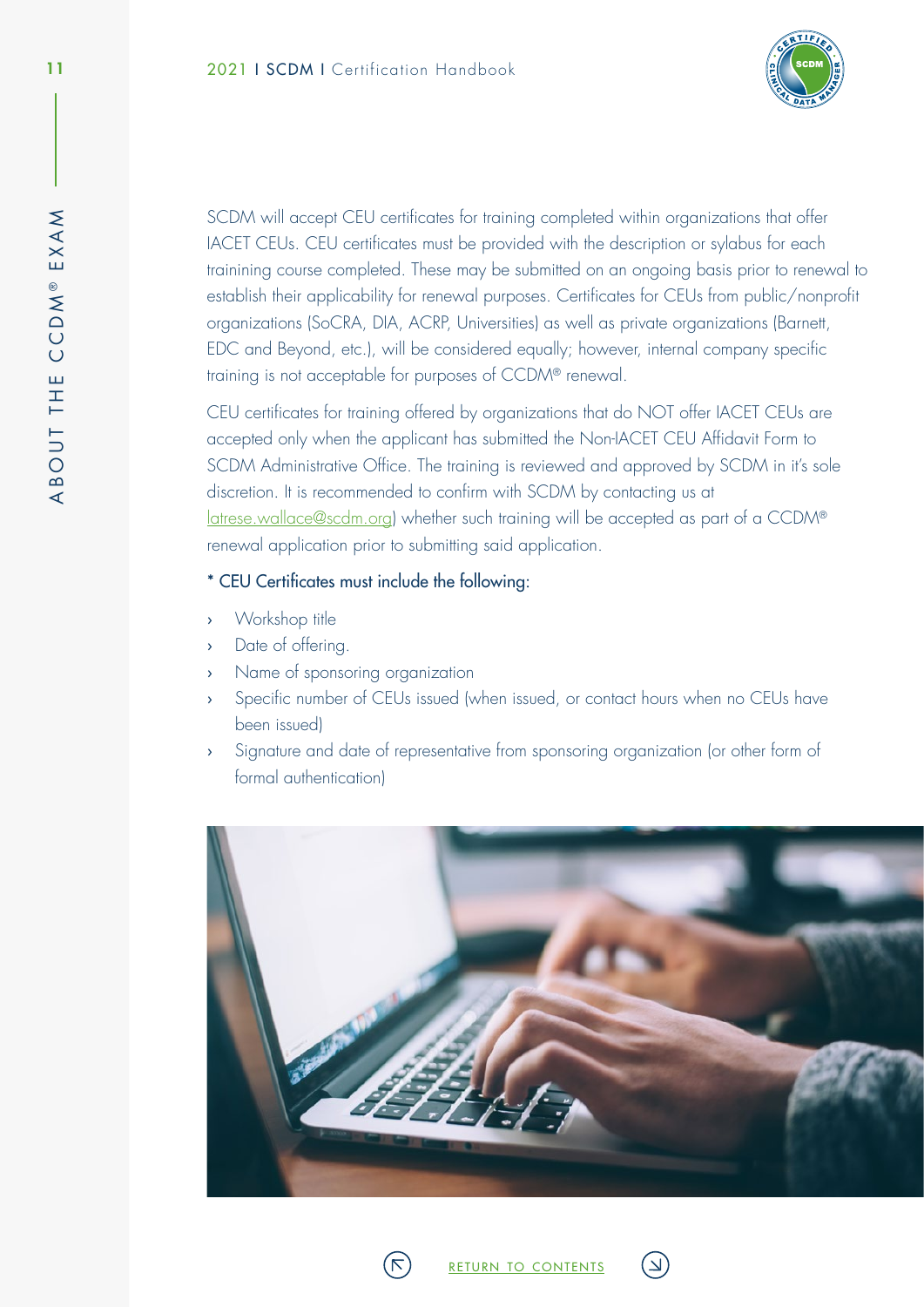SCDM will accept CEU certificates for training completed within organizations that offer IACET CEUs. CEU certificates must be provided with the description or sylabus for each trainining course completed. These may be submitted on an ongoing basis prior to renewal to establish their applicability for renewal purposes. Certificates for CEUs from public/nonprofit organizations (SoCRA, DIA, ACRP, Universities) as well as private organizations (Barnett, EDC and Beyond, etc.), will be considered equally; however, internal company specific training is not acceptable for purposes of CCDM® renewal.

CEU certificates for training offered by organizations that do NOT offer IACET CEUs are accepted only when the applicant has submitted the Non-IACET CEU Affidavit Form to SCDM Administrative Office. The training is reviewed and approved by SCDM in it's sole discretion. It is recommended to confirm with SCDM by contacting us at latrese.wallace@scdm.org) whether such training will be accepted as part of a CCDM® renewal application prior to submitting said application.

\* CEU Certificates must include the following:

- Workshop title
- Date of offering.
- Name of sponsoring organization
- Specific number of CEUs issued (when issued, or contact hours when no CEUs have been issued)
- Signature and date of representative from sponsoring organization (or other form of formal authentication)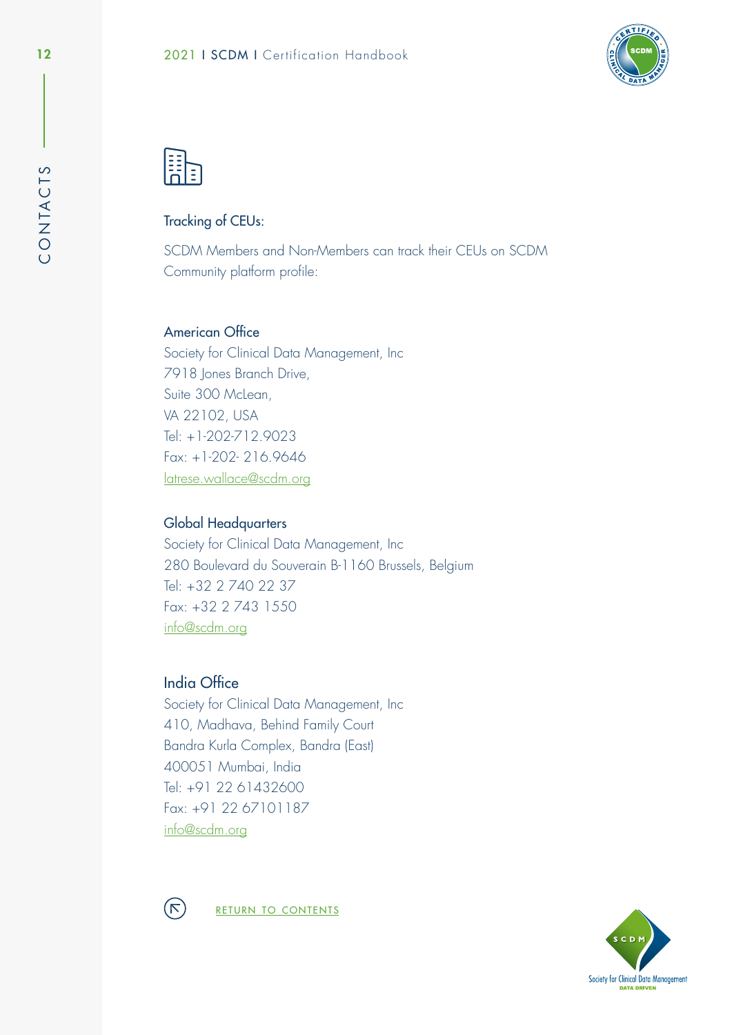Tracking of CEUs:

SCDM Members and Non-Members can track their CEUs on SCDM Community platform profile:

### American Office

Society for Clinical Data Management, Inc
7918 Jones Branch Drive,
Suite 300 McLean,
VA 22102, USA
Tel: +1-202-712.9023
Fax: +1-202- 216.9646
latrese.wallace@scdm.org

### Global Headquarters

Society for Clinical Data Management, Inc
280 Boulevard du Souverain B-1160 Brussels, Belgium
Tel: +32 2 740 22 37
Fax: +32 2 743 1550
info@scdm.org

### India Office

Society for Clinical Data Management, Inc
410, Madhava, Behind Family Court
Bandra Kurla Complex, Bandra (East)
400051 Mumbai, India
Tel: +91 22 61432600
Fax: +91 22 67101187
info@scdm.org

RETURN TO CONTENTS